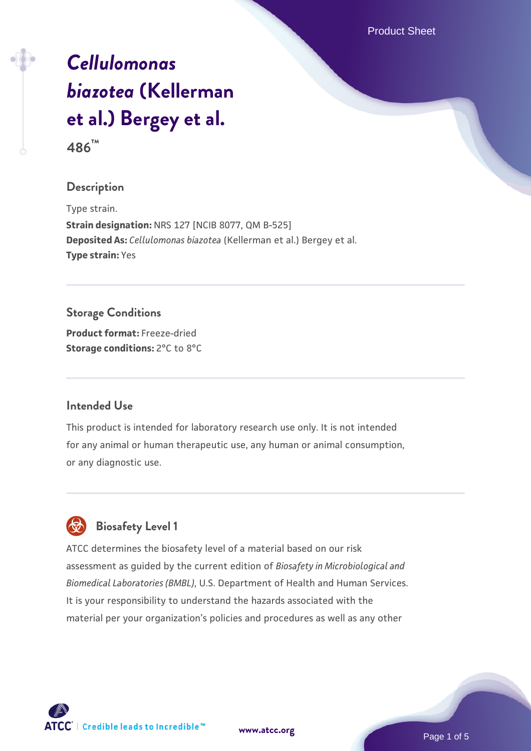# *Cellulomonas biazotea* (Kellerman et al.) Bergey et al.

**486™**

## Description

Type strain.

**Strain designation:** NRS 127 [NCIB 8077, QM B-525]

**Deposited As:** *Cellulomonas biazotea* (Kellerman et al.) Bergey et al.

**Type strain:** Yes

## Storage Conditions

**Product format:** Freeze-dried

**Storage conditions:** 2°C to 8°C

## Intended Use

This product is intended for laboratory research use only. It is not intended for any animal or human therapeutic use, any human or animal consumption, or any diagnostic use.

## Biosafety Level 1

ATCC determines the biosafety level of a material based on our risk assessment as guided by the current edition of *Biosafety in Microbiological and Biomedical Laboratories (BMBL)*, U.S. Department of Health and Human Services. It is your responsibility to understand the hazards associated with the material per your organization's policies and procedures as well as any other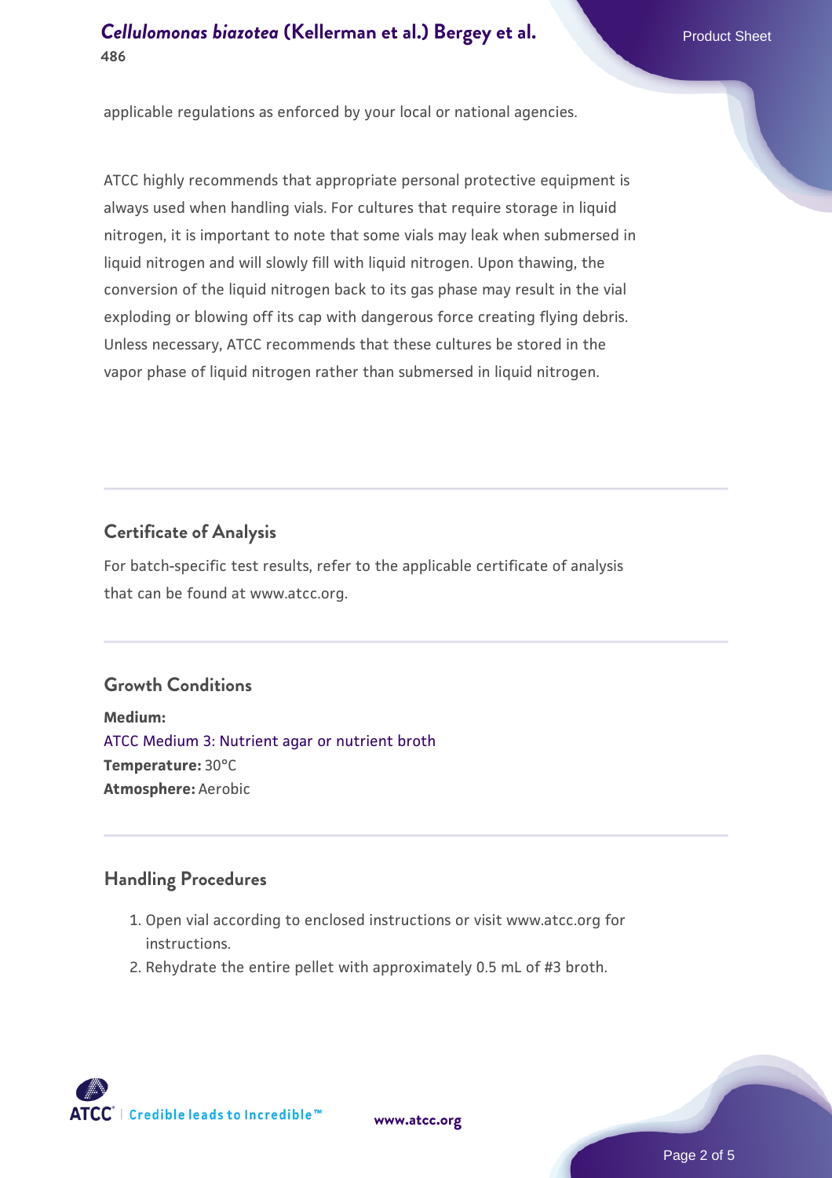applicable regulations as enforced by your local or national agencies.

ATCC highly recommends that appropriate personal protective equipment is always used when handling vials. For cultures that require storage in liquid nitrogen, it is important to note that some vials may leak when submersed in liquid nitrogen and will slowly fill with liquid nitrogen. Upon thawing, the conversion of the liquid nitrogen back to its gas phase may result in the vial exploding or blowing off its cap with dangerous force creating flying debris. Unless necessary, ATCC recommends that these cultures be stored in the vapor phase of liquid nitrogen rather than submersed in liquid nitrogen.

## Certificate of Analysis

For batch-specific test results, refer to the applicable certificate of analysis that can be found at www.atcc.org.

## Growth Conditions

**Medium:**
ATCC Medium 3: Nutrient agar or nutrient broth
**Temperature:** 30°C
**Atmosphere:** Aerobic

## Handling Procedures

1. Open vial according to enclosed instructions or visit www.atcc.org for instructions.
2. Rehydrate the entire pellet with approximately 0.5 mL of #3 broth.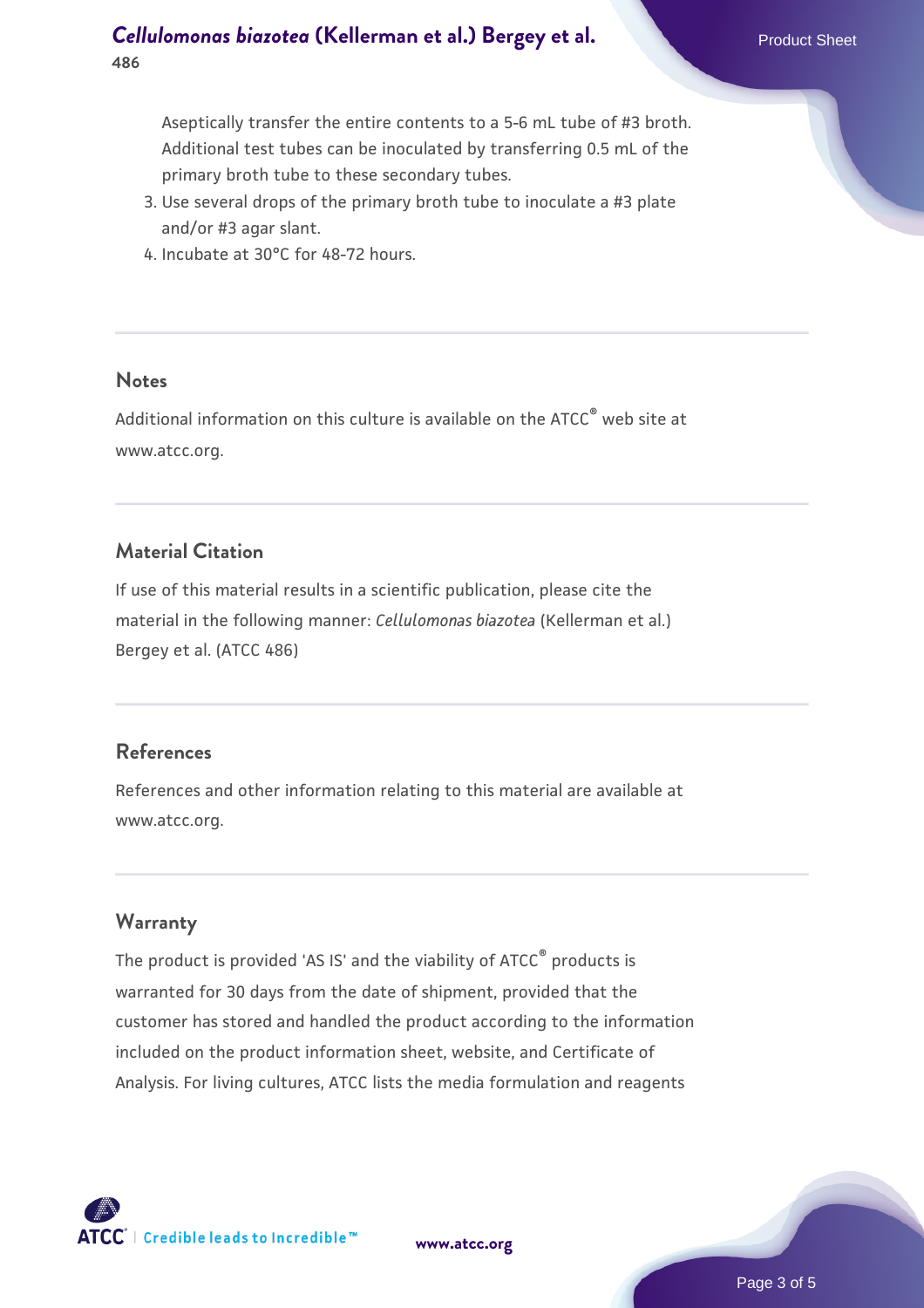Aseptically transfer the entire contents to a 5-6 mL tube of #3 broth. Additional test tubes can be inoculated by transferring 0.5 mL of the primary broth tube to these secondary tubes.
3. Use several drops of the primary broth tube to inoculate a #3 plate and/or #3 agar slant.
4. Incubate at 30°C for 48-72 hours.

## Notes

Additional information on this culture is available on the ATCC® web site at www.atcc.org.

## Material Citation

If use of this material results in a scientific publication, please cite the material in the following manner: *Cellulomonas biazotea* (Kellerman et al.) Bergey et al. (ATCC 486)

## References

References and other information relating to this material are available at www.atcc.org.

## Warranty

The product is provided 'AS IS' and the viability of ATCC® products is warranted for 30 days from the date of shipment, provided that the customer has stored and handled the product according to the information included on the product information sheet, website, and Certificate of Analysis. For living cultures, ATCC lists the media formulation and reagents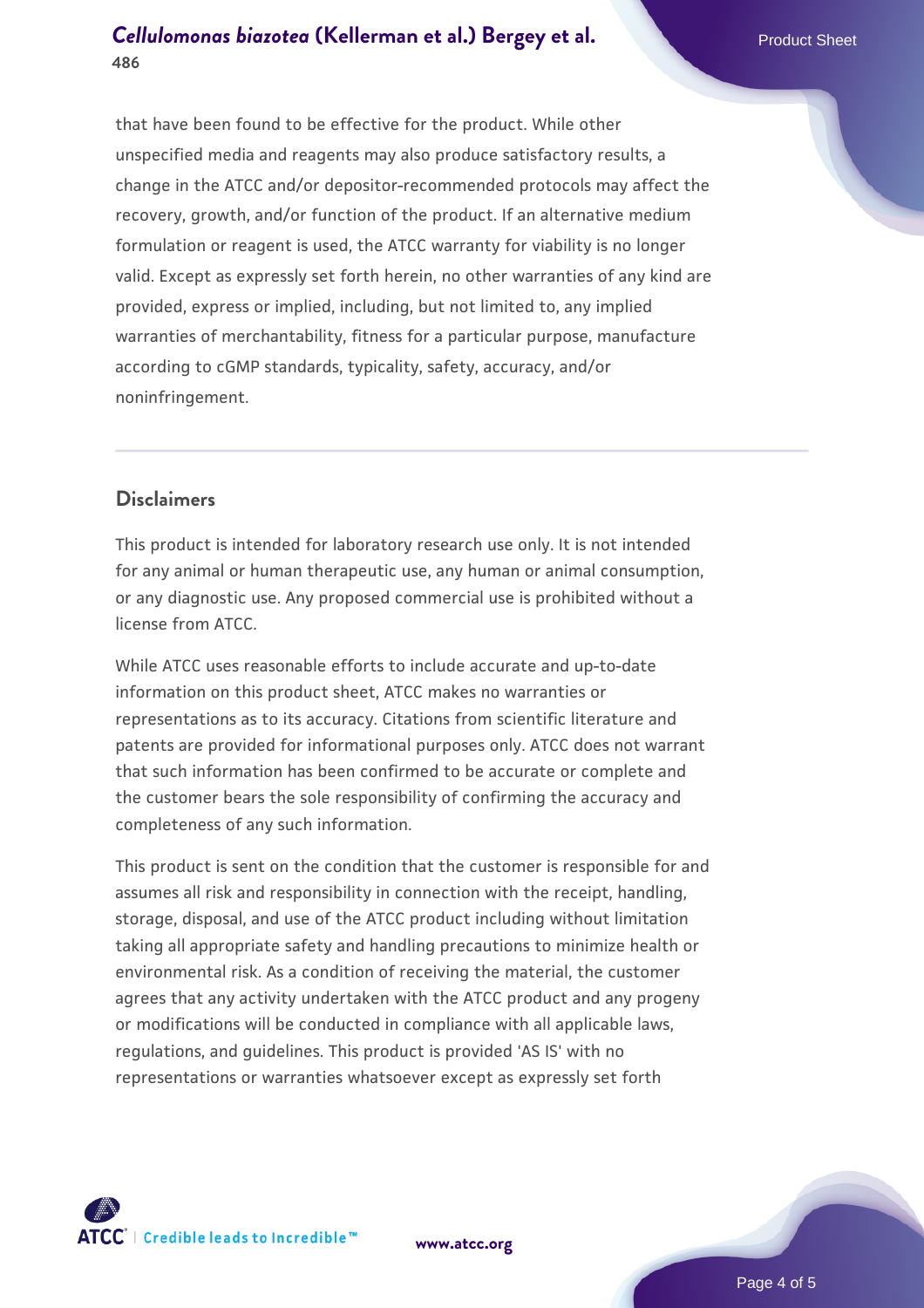that have been found to be effective for the product. While other unspecified media and reagents may also produce satisfactory results, a change in the ATCC and/or depositor-recommended protocols may affect the recovery, growth, and/or function of the product. If an alternative medium formulation or reagent is used, the ATCC warranty for viability is no longer valid. Except as expressly set forth herein, no other warranties of any kind are provided, express or implied, including, but not limited to, any implied warranties of merchantability, fitness for a particular purpose, manufacture according to cGMP standards, typicality, safety, accuracy, and/or noninfringement.

## Disclaimers

This product is intended for laboratory research use only. It is not intended for any animal or human therapeutic use, any human or animal consumption, or any diagnostic use. Any proposed commercial use is prohibited without a license from ATCC.

While ATCC uses reasonable efforts to include accurate and up-to-date information on this product sheet, ATCC makes no warranties or representations as to its accuracy. Citations from scientific literature and patents are provided for informational purposes only. ATCC does not warrant that such information has been confirmed to be accurate or complete and the customer bears the sole responsibility of confirming the accuracy and completeness of any such information.

This product is sent on the condition that the customer is responsible for and assumes all risk and responsibility in connection with the receipt, handling, storage, disposal, and use of the ATCC product including without limitation taking all appropriate safety and handling precautions to minimize health or environmental risk. As a condition of receiving the material, the customer agrees that any activity undertaken with the ATCC product and any progeny or modifications will be conducted in compliance with all applicable laws, regulations, and guidelines. This product is provided 'AS IS' with no representations or warranties whatsoever except as expressly set forth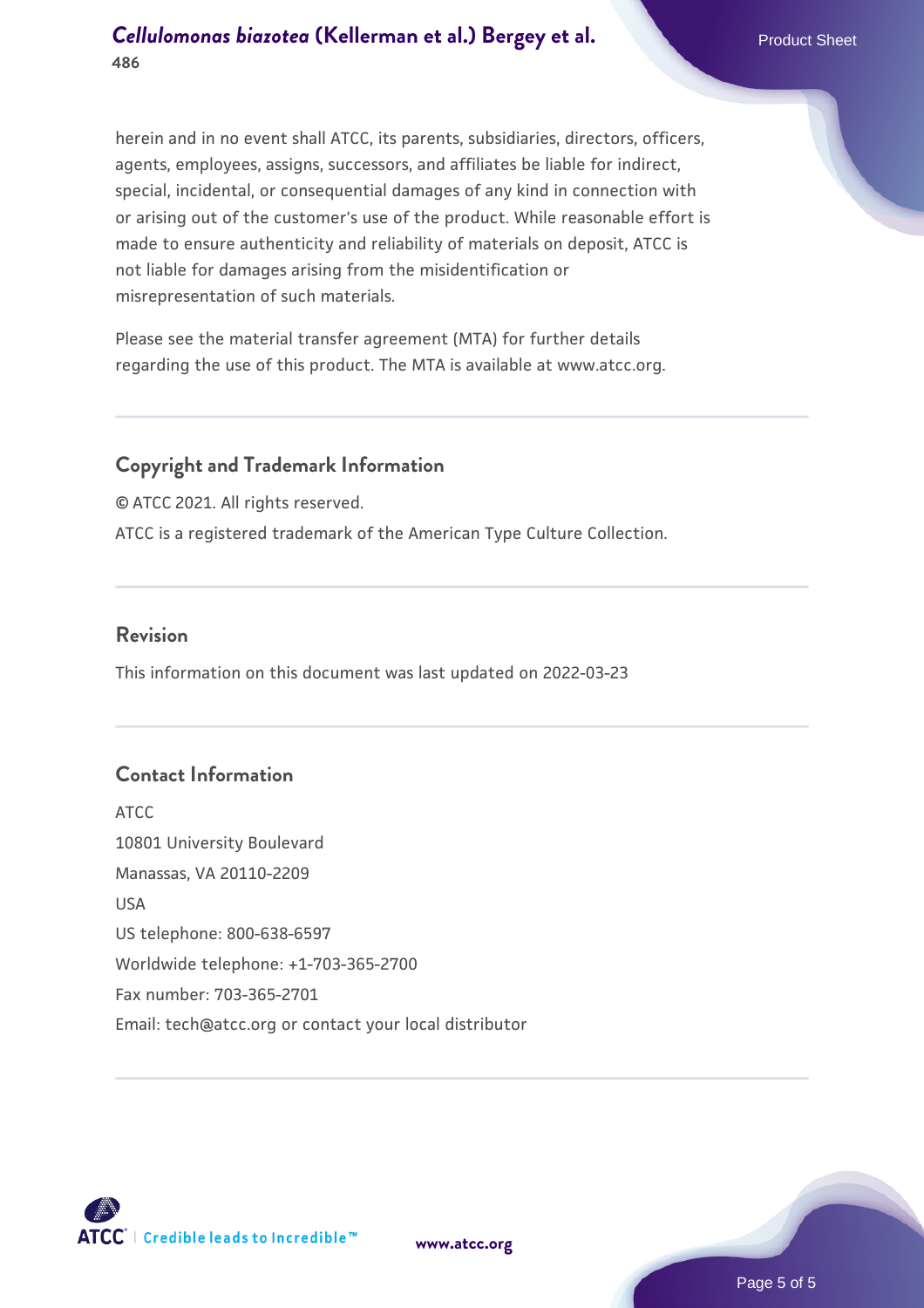herein and in no event shall ATCC, its parents, subsidiaries, directors, officers, agents, employees, assigns, successors, and affiliates be liable for indirect, special, incidental, or consequential damages of any kind in connection with or arising out of the customer's use of the product. While reasonable effort is made to ensure authenticity and reliability of materials on deposit, ATCC is not liable for damages arising from the misidentification or misrepresentation of such materials.

Please see the material transfer agreement (MTA) for further details regarding the use of this product. The MTA is available at www.atcc.org.

## Copyright and Trademark Information

© ATCC 2021. All rights reserved.

ATCC is a registered trademark of the American Type Culture Collection.

## Revision

This information on this document was last updated on 2022-03-23

## Contact Information

ATCC
10801 University Boulevard
Manassas, VA 20110-2209
USA
US telephone: 800-638-6597
Worldwide telephone: +1-703-365-2700
Fax number: 703-365-2701
Email: tech@atcc.org or contact your local distributor